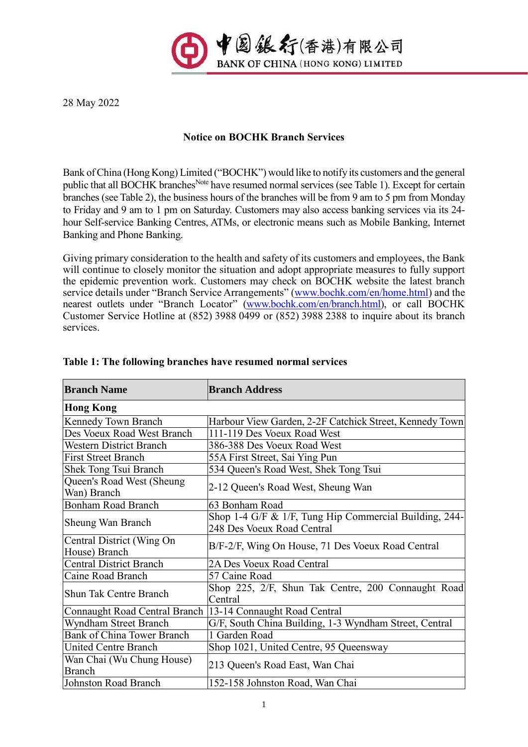中國銀行(香港)有限公司
BANK OF CHINA (HONG KONG) LIMITED

28 May 2022

**Notice on BOCHK Branch Services**

Bank of China (Hong Kong) Limited ("BOCHK") would like to notify its customers and the general public that all BOCHK branches[Note] have resumed normal services (see Table 1). Except for certain branches (see Table 2), the business hours of the branches will be from 9 am to 5 pm from Monday to Friday and 9 am to 1 pm on Saturday. Customers may also access banking services via its 24-hour Self-service Banking Centres, ATMs, or electronic means such as Mobile Banking, Internet Banking and Phone Banking.

Giving primary consideration to the health and safety of its customers and employees, the Bank will continue to closely monitor the situation and adopt appropriate measures to fully support the epidemic prevention work. Customers may check on BOCHK website the latest branch service details under "Branch Service Arrangements" (www.bochk.com/en/home.html) and the nearest outlets under "Branch Locator" (www.bochk.com/en/branch.html), or call BOCHK Customer Service Hotline at (852) 3988 0499 or (852) 3988 2388 to inquire about its branch services.

**Table 1: The following branches have resumed normal services**

| Branch Name | Branch Address |
|---|---|
| **Hong Kong** | |
| Kennedy Town Branch | Harbour View Garden, 2-2F Catchick Street, Kennedy Town |
| Des Voeux Road West Branch | 111-119 Des Voeux Road West |
| Western District Branch | 386-388 Des Voeux Road West |
| First Street Branch | 55A First Street, Sai Ying Pun |
| Shek Tong Tsui Branch | 534 Queen's Road West, Shek Tong Tsui |
| Queen's Road West (Sheung Wan) Branch | 2-12 Queen's Road West, Sheung Wan |
| Bonham Road Branch | 63 Bonham Road |
| Sheung Wan Branch | Shop 1-4 G/F & 1/F, Tung Hip Commercial Building, 244-248 Des Voeux Road Central |
| Central District (Wing On House) Branch | B/F-2/F, Wing On House, 71 Des Voeux Road Central |
| Central District Branch | 2A Des Voeux Road Central |
| Caine Road Branch | 57 Caine Road |
| Shun Tak Centre Branch | Shop 225, 2/F, Shun Tak Centre, 200 Connaught Road Central |
| Connaught Road Central Branch | 13-14 Connaught Road Central |
| Wyndham Street Branch | G/F, South China Building, 1-3 Wyndham Street, Central |
| Bank of China Tower Branch | 1 Garden Road |
| United Centre Branch | Shop 1021, United Centre, 95 Queensway |
| Wan Chai (Wu Chung House) Branch | 213 Queen's Road East, Wan Chai |
| Johnston Road Branch | 152-158 Johnston Road, Wan Chai |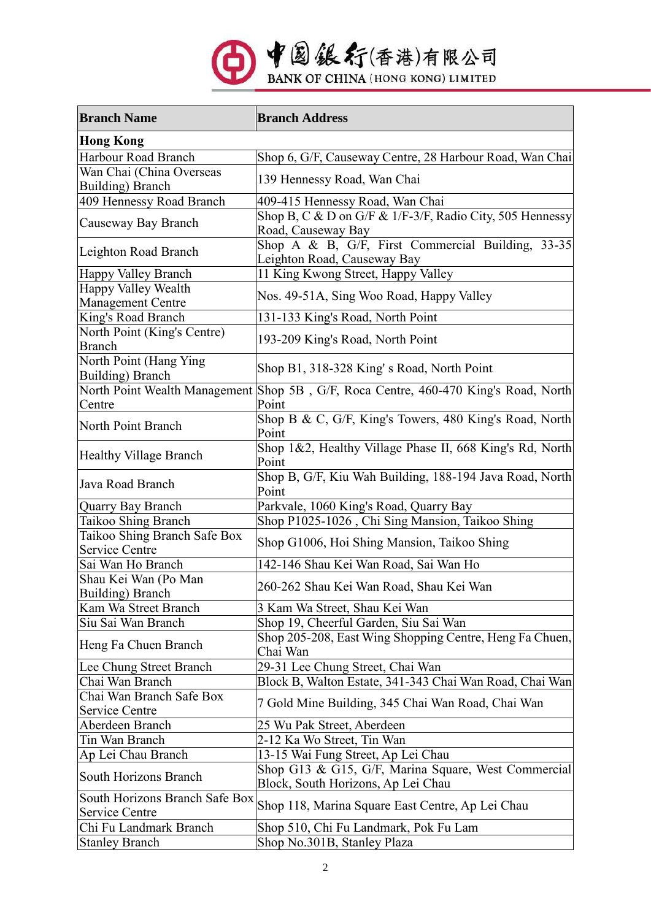中國銀行(香港)有限公司
BANK OF CHINA (HONG KONG) LIMITED

| Branch Name | Branch Address |
|---|---|
| **Hong Kong** | |
| Harbour Road Branch | Shop 6, G/F, Causeway Centre, 28 Harbour Road, Wan Chai |
| Wan Chai (China Overseas Building) Branch | 139 Hennessy Road, Wan Chai |
| 409 Hennessy Road Branch | 409-415 Hennessy Road, Wan Chai |
| Causeway Bay Branch | Shop B, C & D on G/F & 1/F-3/F, Radio City, 505 Hennessy Road, Causeway Bay |
| Leighton Road Branch | Shop A & B, G/F, First Commercial Building, 33-35 Leighton Road, Causeway Bay |
| Happy Valley Branch | 11 King Kwong Street, Happy Valley |
| Happy Valley Wealth Management Centre | Nos. 49-51A, Sing Woo Road, Happy Valley |
| King's Road Branch | 131-133 King's Road, North Point |
| North Point (King's Centre) Branch | 193-209 King's Road, North Point |
| North Point (Hang Ying Building) Branch | Shop B1, 318-328 King' s Road, North Point |
| North Point Wealth Management Centre | Shop 5B , G/F, Roca Centre, 460-470 King's Road, North Point |
| North Point Branch | Shop B & C, G/F, King's Towers, 480 King's Road, North Point |
| Healthy Village Branch | Shop 1&2, Healthy Village Phase II, 668 King's Rd, North Point |
| Java Road Branch | Shop B, G/F, Kiu Wah Building, 188-194 Java Road, North Point |
| Quarry Bay Branch | Parkvale, 1060 King's Road, Quarry Bay |
| Taikoo Shing Branch | Shop P1025-1026 , Chi Sing Mansion, Taikoo Shing |
| Taikoo Shing Branch Safe Box Service Centre | Shop G1006, Hoi Shing Mansion, Taikoo Shing |
| Sai Wan Ho Branch | 142-146 Shau Kei Wan Road, Sai Wan Ho |
| Shau Kei Wan (Po Man Building) Branch | 260-262 Shau Kei Wan Road, Shau Kei Wan |
| Kam Wa Street Branch | 3 Kam Wa Street, Shau Kei Wan |
| Siu Sai Wan Branch | Shop 19, Cheerful Garden, Siu Sai Wan |
| Heng Fa Chuen Branch | Shop 205-208, East Wing Shopping Centre, Heng Fa Chuen, Chai Wan |
| Lee Chung Street Branch | 29-31 Lee Chung Street, Chai Wan |
| Chai Wan Branch | Block B, Walton Estate, 341-343 Chai Wan Road, Chai Wan |
| Chai Wan Branch Safe Box Service Centre | 7 Gold Mine Building, 345 Chai Wan Road, Chai Wan |
| Aberdeen Branch | 25 Wu Pak Street, Aberdeen |
| Tin Wan Branch | 2-12 Ka Wo Street, Tin Wan |
| Ap Lei Chau Branch | 13-15 Wai Fung Street, Ap Lei Chau |
| South Horizons Branch | Shop G13 & G15, G/F, Marina Square, West Commercial Block, South Horizons, Ap Lei Chau |
| South Horizons Branch Safe Box Service Centre | Shop 118, Marina Square East Centre, Ap Lei Chau |
| Chi Fu Landmark Branch | Shop 510, Chi Fu Landmark, Pok Fu Lam |
| Stanley Branch | Shop No.301B, Stanley Plaza |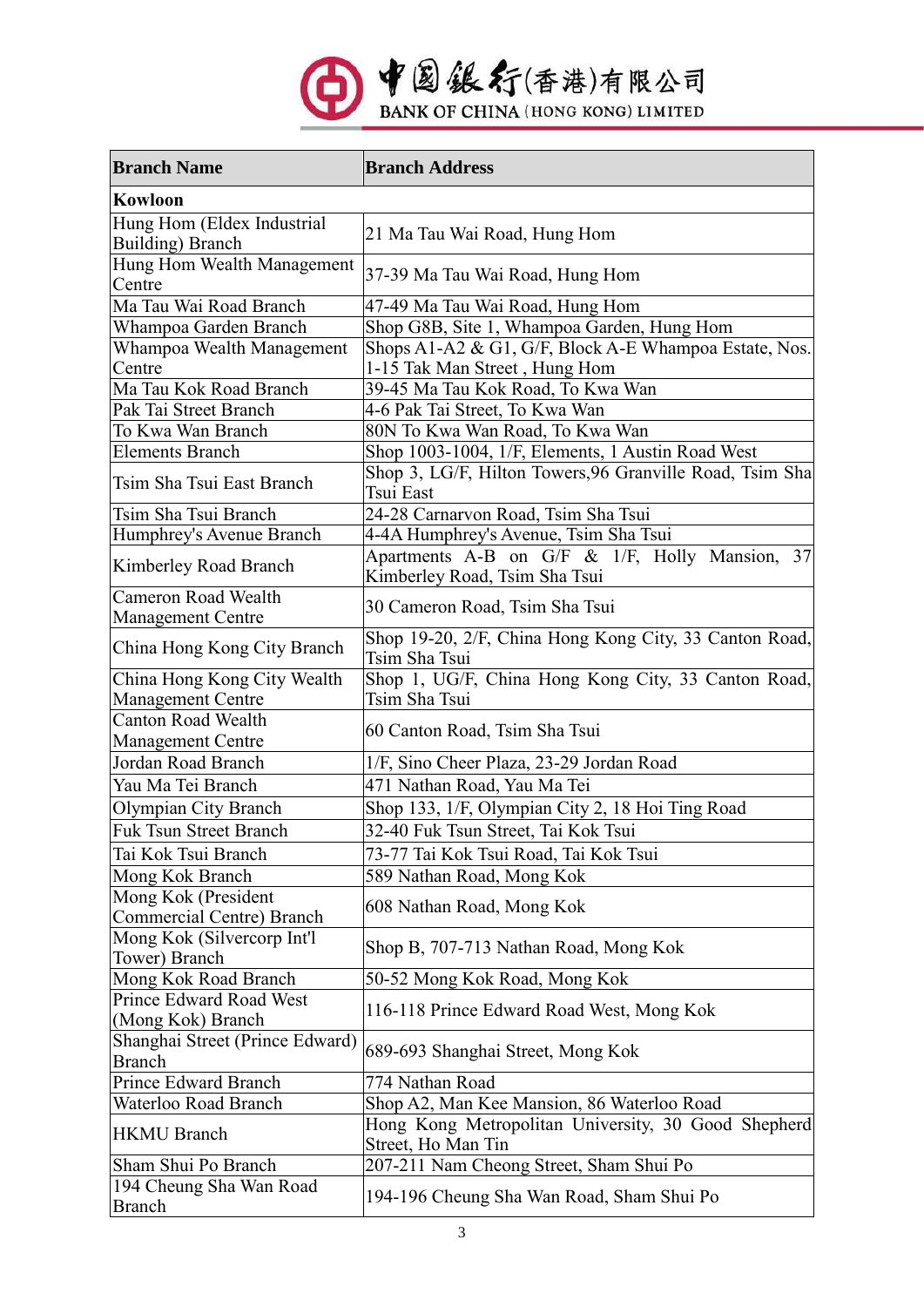| Branch Name | Branch Address |
|---|---|
| **Kowloon** | |
| Hung Hom (Eldex Industrial Building) Branch | 21 Ma Tau Wai Road, Hung Hom |
| Hung Hom Wealth Management Centre | 37-39 Ma Tau Wai Road, Hung Hom |
| Ma Tau Wai Road Branch | 47-49 Ma Tau Wai Road, Hung Hom |
| Whampoa Garden Branch | Shop G8B, Site 1, Whampoa Garden, Hung Hom |
| Whampoa Wealth Management Centre | Shops A1-A2 & G1, G/F, Block A-E Whampoa Estate, Nos. 1-15 Tak Man Street , Hung Hom |
| Ma Tau Kok Road Branch | 39-45 Ma Tau Kok Road, To Kwa Wan |
| Pak Tai Street Branch | 4-6 Pak Tai Street, To Kwa Wan |
| To Kwa Wan Branch | 80N To Kwa Wan Road, To Kwa Wan |
| Elements Branch | Shop 1003-1004, 1/F, Elements, 1 Austin Road West |
| Tsim Sha Tsui East Branch | Shop 3, LG/F, Hilton Towers,96 Granville Road, Tsim Sha Tsui East |
| Tsim Sha Tsui Branch | 24-28 Carnarvon Road, Tsim Sha Tsui |
| Humphrey's Avenue Branch | 4-4A Humphrey's Avenue, Tsim Sha Tsui |
| Kimberley Road Branch | Apartments A-B on G/F & 1/F, Holly Mansion, 37 Kimberley Road, Tsim Sha Tsui |
| Cameron Road Wealth Management Centre | 30 Cameron Road, Tsim Sha Tsui |
| China Hong Kong City Branch | Shop 19-20, 2/F, China Hong Kong City, 33 Canton Road, Tsim Sha Tsui |
| China Hong Kong City Wealth Management Centre | Shop 1, UG/F, China Hong Kong City, 33 Canton Road, Tsim Sha Tsui |
| Canton Road Wealth Management Centre | 60 Canton Road, Tsim Sha Tsui |
| Jordan Road Branch | 1/F, Sino Cheer Plaza, 23-29 Jordan Road |
| Yau Ma Tei Branch | 471 Nathan Road, Yau Ma Tei |
| Olympian City Branch | Shop 133, 1/F, Olympian City 2, 18 Hoi Ting Road |
| Fuk Tsun Street Branch | 32-40 Fuk Tsun Street, Tai Kok Tsui |
| Tai Kok Tsui Branch | 73-77 Tai Kok Tsui Road, Tai Kok Tsui |
| Mong Kok Branch | 589 Nathan Road, Mong Kok |
| Mong Kok (President Commercial Centre) Branch | 608 Nathan Road, Mong Kok |
| Mong Kok (Silvercorp Int'l Tower) Branch | Shop B, 707-713 Nathan Road, Mong Kok |
| Mong Kok Road Branch | 50-52 Mong Kok Road, Mong Kok |
| Prince Edward Road West (Mong Kok) Branch | 116-118 Prince Edward Road West, Mong Kok |
| Shanghai Street (Prince Edward) Branch | 689-693 Shanghai Street, Mong Kok |
| Prince Edward Branch | 774 Nathan Road |
| Waterloo Road Branch | Shop A2, Man Kee Mansion, 86 Waterloo Road |
| HKMU Branch | Hong Kong Metropolitan University, 30 Good Shepherd Street, Ho Man Tin |
| Sham Shui Po Branch | 207-211 Nam Cheong Street, Sham Shui Po |
| 194 Cheung Sha Wan Road Branch | 194-196 Cheung Sha Wan Road, Sham Shui Po |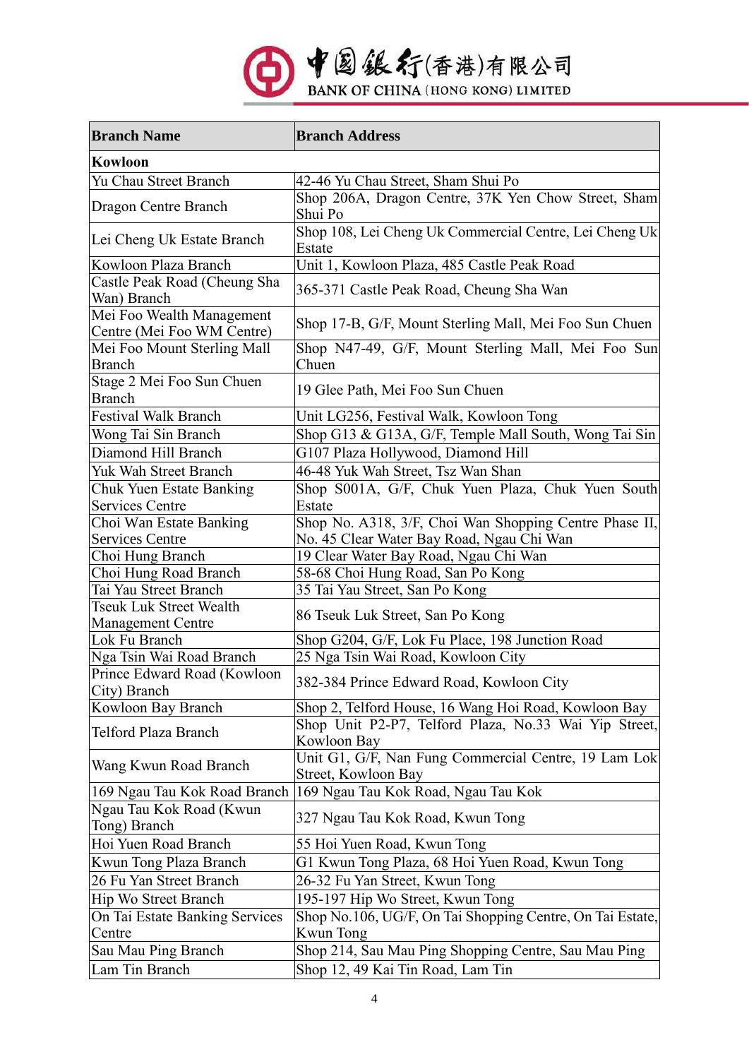| Branch Name | Branch Address |
|---|---|
| **Kowloon** | |
| Yu Chau Street Branch | 42-46 Yu Chau Street, Sham Shui Po |
| Dragon Centre Branch | Shop 206A, Dragon Centre, 37K Yen Chow Street, Sham Shui Po |
| Lei Cheng Uk Estate Branch | Shop 108, Lei Cheng Uk Commercial Centre, Lei Cheng Uk Estate |
| Kowloon Plaza Branch | Unit 1, Kowloon Plaza, 485 Castle Peak Road |
| Castle Peak Road (Cheung Sha Wan) Branch | 365-371 Castle Peak Road, Cheung Sha Wan |
| Mei Foo Wealth Management Centre (Mei Foo WM Centre) | Shop 17-B, G/F, Mount Sterling Mall, Mei Foo Sun Chuen |
| Mei Foo Mount Sterling Mall Branch | Shop N47-49, G/F, Mount Sterling Mall, Mei Foo Sun Chuen |
| Stage 2 Mei Foo Sun Chuen Branch | 19 Glee Path, Mei Foo Sun Chuen |
| Festival Walk Branch | Unit LG256, Festival Walk, Kowloon Tong |
| Wong Tai Sin Branch | Shop G13 & G13A, G/F, Temple Mall South, Wong Tai Sin |
| Diamond Hill Branch | G107 Plaza Hollywood, Diamond Hill |
| Yuk Wah Street Branch | 46-48 Yuk Wah Street, Tsz Wan Shan |
| Chuk Yuen Estate Banking Services Centre | Shop S001A, G/F, Chuk Yuen Plaza, Chuk Yuen South Estate |
| Choi Wan Estate Banking Services Centre | Shop No. A318, 3/F, Choi Wan Shopping Centre Phase II, No. 45 Clear Water Bay Road, Ngau Chi Wan |
| Choi Hung Branch | 19 Clear Water Bay Road, Ngau Chi Wan |
| Choi Hung Road Branch | 58-68 Choi Hung Road, San Po Kong |
| Tai Yau Street Branch | 35 Tai Yau Street, San Po Kong |
| Tseuk Luk Street Wealth Management Centre | 86 Tseuk Luk Street, San Po Kong |
| Lok Fu Branch | Shop G204, G/F, Lok Fu Place, 198 Junction Road |
| Nga Tsin Wai Road Branch | 25 Nga Tsin Wai Road, Kowloon City |
| Prince Edward Road (Kowloon City) Branch | 382-384 Prince Edward Road, Kowloon City |
| Kowloon Bay Branch | Shop 2, Telford House, 16 Wang Hoi Road, Kowloon Bay |
| Telford Plaza Branch | Shop Unit P2-P7, Telford Plaza, No.33 Wai Yip Street, Kowloon Bay |
| Wang Kwun Road Branch | Unit G1, G/F, Nan Fung Commercial Centre, 19 Lam Lok Street, Kowloon Bay |
| 169 Ngau Tau Kok Road Branch | 169 Ngau Tau Kok Road, Ngau Tau Kok |
| Ngau Tau Kok Road (Kwun Tong) Branch | 327 Ngau Tau Kok Road, Kwun Tong |
| Hoi Yuen Road Branch | 55 Hoi Yuen Road, Kwun Tong |
| Kwun Tong Plaza Branch | G1 Kwun Tong Plaza, 68 Hoi Yuen Road, Kwun Tong |
| 26 Fu Yan Street Branch | 26-32 Fu Yan Street, Kwun Tong |
| Hip Wo Street Branch | 195-197 Hip Wo Street, Kwun Tong |
| On Tai Estate Banking Services Centre | Shop No.106, UG/F, On Tai Shopping Centre, On Tai Estate, Kwun Tong |
| Sau Mau Ping Branch | Shop 214, Sau Mau Ping Shopping Centre, Sau Mau Ping |
| Lam Tin Branch | Shop 12, 49 Kai Tin Road, Lam Tin |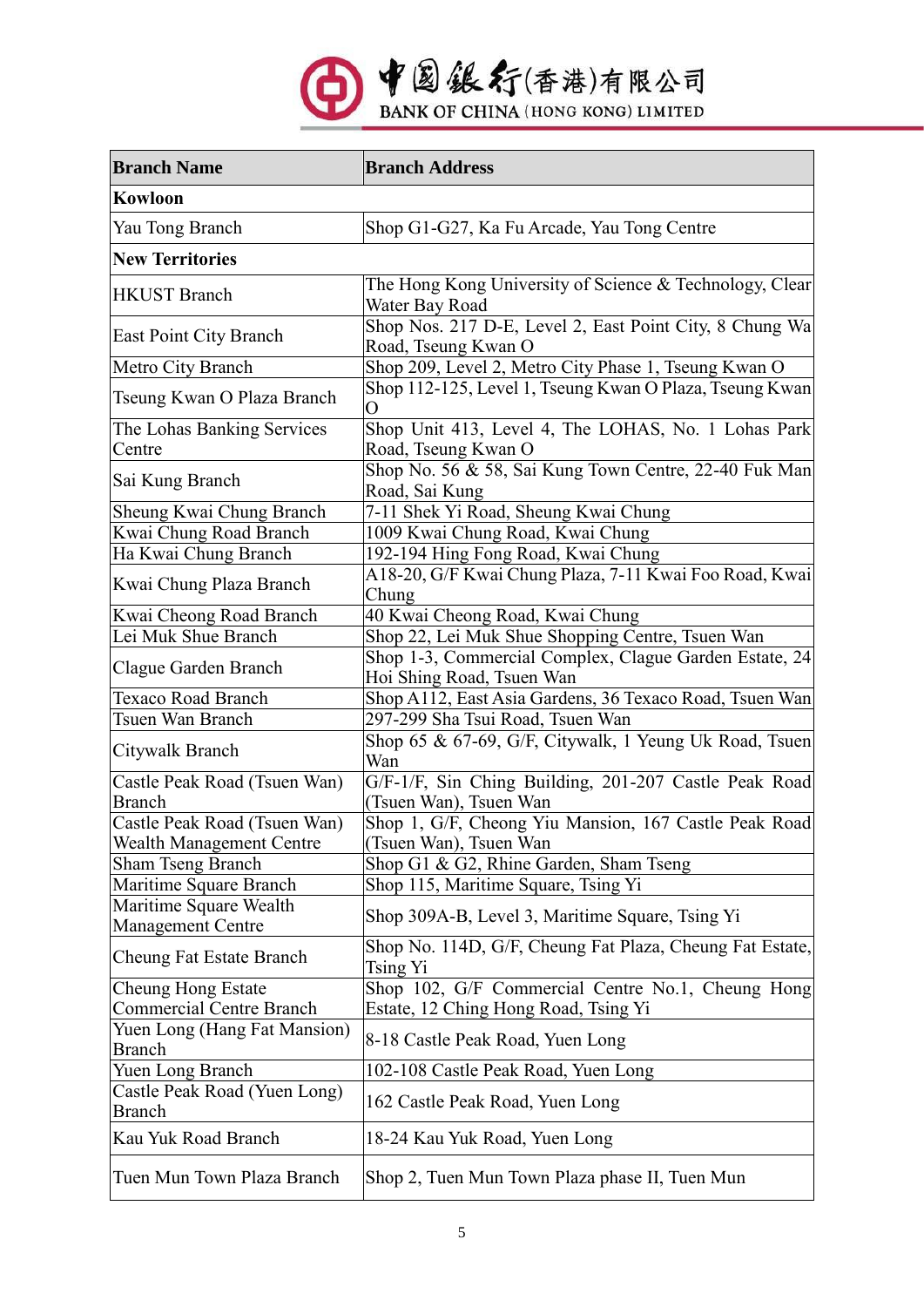| Branch Name | Branch Address |
|---|---|
| **Kowloon** | |
| Yau Tong Branch | Shop G1-G27, Ka Fu Arcade, Yau Tong Centre |
| **New Territories** | |
| HKUST Branch | The Hong Kong University of Science & Technology, Clear Water Bay Road |
| East Point City Branch | Shop Nos. 217 D-E, Level 2, East Point City, 8 Chung Wa Road, Tseung Kwan O |
| Metro City Branch | Shop 209, Level 2, Metro City Phase 1, Tseung Kwan O |
| Tseung Kwan O Plaza Branch | Shop 112-125, Level 1, Tseung Kwan O Plaza, Tseung Kwan O |
| The Lohas Banking Services Centre | Shop Unit 413, Level 4, The LOHAS, No. 1 Lohas Park Road, Tseung Kwan O |
| Sai Kung Branch | Shop No. 56 & 58, Sai Kung Town Centre, 22-40 Fuk Man Road, Sai Kung |
| Sheung Kwai Chung Branch | 7-11 Shek Yi Road, Sheung Kwai Chung |
| Kwai Chung Road Branch | 1009 Kwai Chung Road, Kwai Chung |
| Ha Kwai Chung Branch | 192-194 Hing Fong Road, Kwai Chung |
| Kwai Chung Plaza Branch | A18-20, G/F Kwai Chung Plaza, 7-11 Kwai Foo Road, Kwai Chung |
| Kwai Cheong Road Branch | 40 Kwai Cheong Road, Kwai Chung |
| Lei Muk Shue Branch | Shop 22, Lei Muk Shue Shopping Centre, Tsuen Wan |
| Clague Garden Branch | Shop 1-3, Commercial Complex, Clague Garden Estate, 24 Hoi Shing Road, Tsuen Wan |
| Texaco Road Branch | Shop A112, East Asia Gardens, 36 Texaco Road, Tsuen Wan |
| Tsuen Wan Branch | 297-299 Sha Tsui Road, Tsuen Wan |
| Citywalk Branch | Shop 65 & 67-69, G/F, Citywalk, 1 Yeung Uk Road, Tsuen Wan |
| Castle Peak Road (Tsuen Wan) Branch | G/F-1/F, Sin Ching Building, 201-207 Castle Peak Road (Tsuen Wan), Tsuen Wan |
| Castle Peak Road (Tsuen Wan) Wealth Management Centre | Shop 1, G/F, Cheong Yiu Mansion, 167 Castle Peak Road (Tsuen Wan), Tsuen Wan |
| Sham Tseng Branch | Shop G1 & G2, Rhine Garden, Sham Tseng |
| Maritime Square Branch | Shop 115, Maritime Square, Tsing Yi |
| Maritime Square Wealth Management Centre | Shop 309A-B, Level 3, Maritime Square, Tsing Yi |
| Cheung Fat Estate Branch | Shop No. 114D, G/F, Cheung Fat Plaza, Cheung Fat Estate, Tsing Yi |
| Cheung Hong Estate Commercial Centre Branch | Shop 102, G/F Commercial Centre No.1, Cheung Hong Estate, 12 Ching Hong Road, Tsing Yi |
| Yuen Long (Hang Fat Mansion) Branch | 8-18 Castle Peak Road, Yuen Long |
| Yuen Long Branch | 102-108 Castle Peak Road, Yuen Long |
| Castle Peak Road (Yuen Long) Branch | 162 Castle Peak Road, Yuen Long |
| Kau Yuk Road Branch | 18-24 Kau Yuk Road, Yuen Long |
| Tuen Mun Town Plaza Branch | Shop 2, Tuen Mun Town Plaza phase II, Tuen Mun |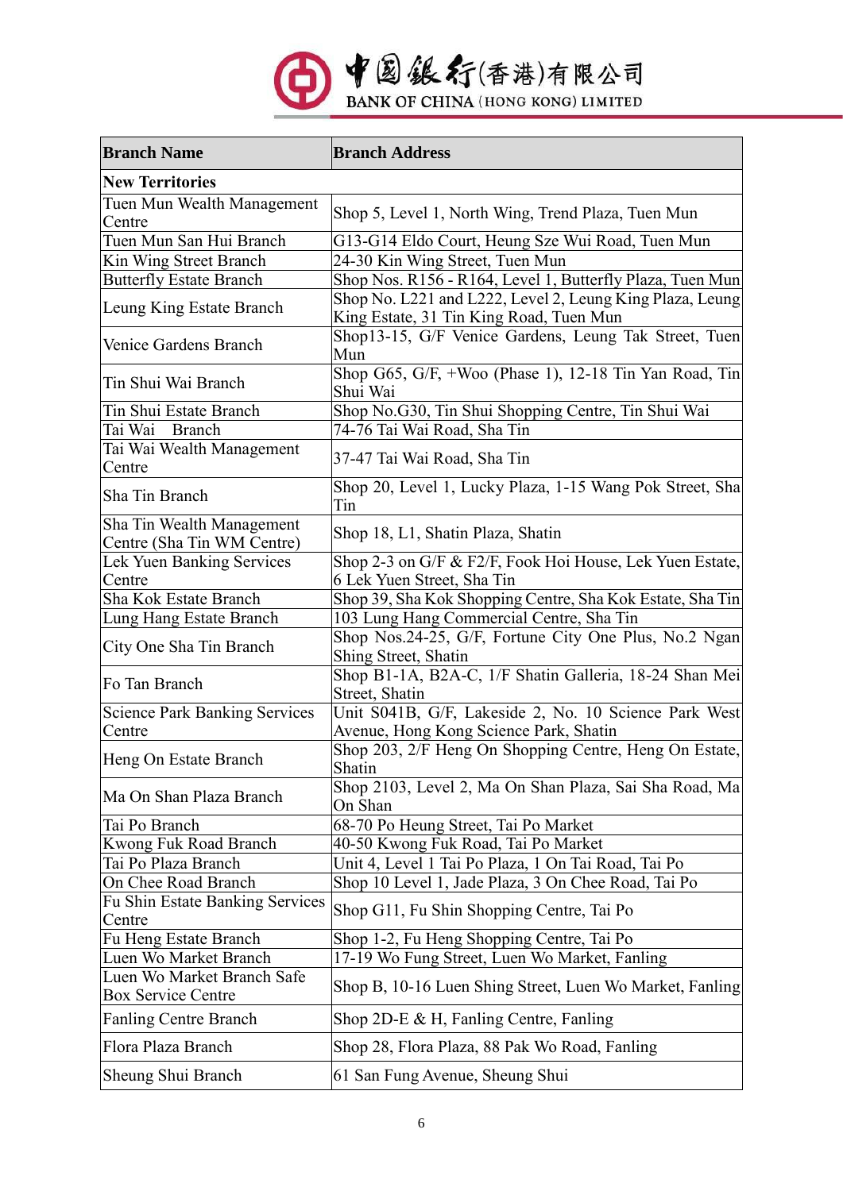# 中國銀行(香港)有限公司

BANK OF CHINA (HONG KONG) LIMITED

| Branch Name | Branch Address |
|---|---|
| **New Territories** | |
| Tuen Mun Wealth Management Centre | Shop 5, Level 1, North Wing, Trend Plaza, Tuen Mun |
| Tuen Mun San Hui Branch | G13-G14 Eldo Court, Heung Sze Wui Road, Tuen Mun |
| Kin Wing Street Branch | 24-30 Kin Wing Street, Tuen Mun |
| Butterfly Estate Branch | Shop Nos. R156 - R164, Level 1, Butterfly Plaza, Tuen Mun |
| Leung King Estate Branch | Shop No. L221 and L222, Level 2, Leung King Plaza, Leung King Estate, 31 Tin King Road, Tuen Mun |
| Venice Gardens Branch | Shop13-15, G/F Venice Gardens, Leung Tak Street, Tuen Mun |
| Tin Shui Wai Branch | Shop G65, G/F, +Woo (Phase 1), 12-18 Tin Yan Road, Tin Shui Wai |
| Tin Shui Estate Branch | Shop No.G30, Tin Shui Shopping Centre, Tin Shui Wai |
| Tai Wai Branch | 74-76 Tai Wai Road, Sha Tin |
| Tai Wai Wealth Management Centre | 37-47 Tai Wai Road, Sha Tin |
| Sha Tin Branch | Shop 20, Level 1, Lucky Plaza, 1-15 Wang Pok Street, Sha Tin |
| Sha Tin Wealth Management Centre (Sha Tin WM Centre) | Shop 18, L1, Shatin Plaza, Shatin |
| Lek Yuen Banking Services Centre | Shop 2-3 on G/F & F2/F, Fook Hoi House, Lek Yuen Estate, 6 Lek Yuen Street, Sha Tin |
| Sha Kok Estate Branch | Shop 39, Sha Kok Shopping Centre, Sha Kok Estate, Sha Tin |
| Lung Hang Estate Branch | 103 Lung Hang Commercial Centre, Sha Tin |
| City One Sha Tin Branch | Shop Nos.24-25, G/F, Fortune City One Plus, No.2 Ngan Shing Street, Shatin |
| Fo Tan Branch | Shop B1-1A, B2A-C, 1/F Shatin Galleria, 18-24 Shan Mei Street, Shatin |
| Science Park Banking Services Centre | Unit S041B, G/F, Lakeside 2, No. 10 Science Park West Avenue, Hong Kong Science Park, Shatin |
| Heng On Estate Branch | Shop 203, 2/F Heng On Shopping Centre, Heng On Estate, Shatin |
| Ma On Shan Plaza Branch | Shop 2103, Level 2, Ma On Shan Plaza, Sai Sha Road, Ma On Shan |
| Tai Po Branch | 68-70 Po Heung Street, Tai Po Market |
| Kwong Fuk Road Branch | 40-50 Kwong Fuk Road, Tai Po Market |
| Tai Po Plaza Branch | Unit 4, Level 1 Tai Po Plaza, 1 On Tai Road, Tai Po |
| On Chee Road Branch | Shop 10 Level 1, Jade Plaza, 3 On Chee Road, Tai Po |
| Fu Shin Estate Banking Services Centre | Shop G11, Fu Shin Shopping Centre, Tai Po |
| Fu Heng Estate Branch | Shop 1-2, Fu Heng Shopping Centre, Tai Po |
| Luen Wo Market Branch | 17-19 Wo Fung Street, Luen Wo Market, Fanling |
| Luen Wo Market Branch Safe Box Service Centre | Shop B, 10-16 Luen Shing Street, Luen Wo Market, Fanling |
| Fanling Centre Branch | Shop 2D-E & H, Fanling Centre, Fanling |
| Flora Plaza Branch | Shop 28, Flora Plaza, 88 Pak Wo Road, Fanling |
| Sheung Shui Branch | 61 San Fung Avenue, Sheung Shui |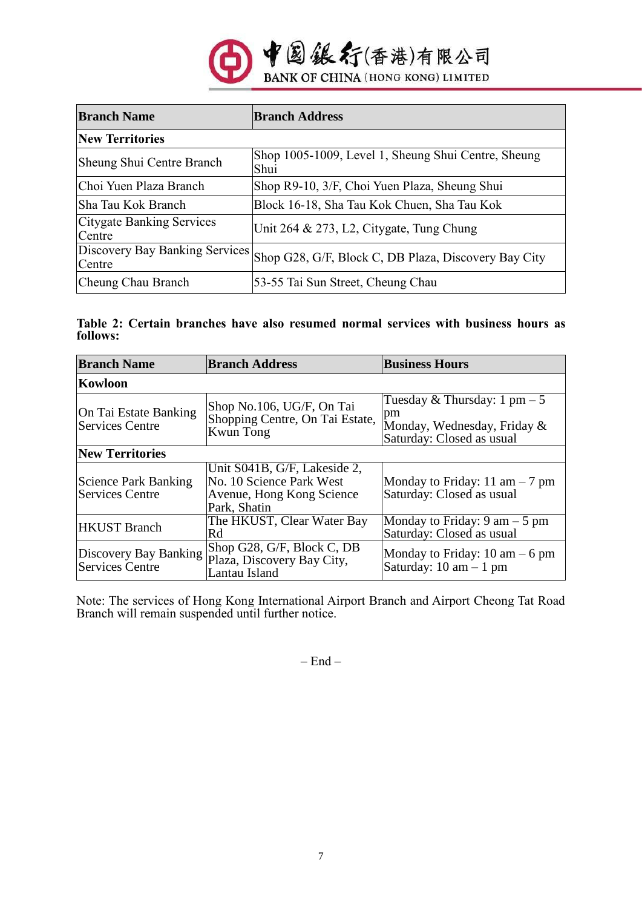| Branch Name | Branch Address |
|---|---|
| **New Territories** | |
| Sheung Shui Centre Branch | Shop 1005-1009, Level 1, Sheung Shui Centre, Sheung Shui |
| Choi Yuen Plaza Branch | Shop R9-10, 3/F, Choi Yuen Plaza, Sheung Shui |
| Sha Tau Kok Branch | Block 16-18, Sha Tau Kok Chuen, Sha Tau Kok |
| Citygate Banking Services Centre | Unit 264 & 273, L2, Citygate, Tung Chung |
| Discovery Bay Banking Services Centre | Shop G28, G/F, Block C, DB Plaza, Discovery Bay City |
| Cheung Chau Branch | 53-55 Tai Sun Street, Cheung Chau |

**Table 2: Certain branches have also resumed normal services with business hours as follows:**

| Branch Name | Branch Address | Business Hours |
|---|---|---|
| **Kowloon** | | |
| On Tai Estate Banking Services Centre | Shop No.106, UG/F, On Tai Shopping Centre, On Tai Estate, Kwun Tong | Tuesday & Thursday: 1 pm – 5 pm<br>Monday, Wednesday, Friday & Saturday: Closed as usual |
| **New Territories** | | |
| Science Park Banking Services Centre | Unit S041B, G/F, Lakeside 2, No. 10 Science Park West Avenue, Hong Kong Science Park, Shatin | Monday to Friday: 11 am – 7 pm<br>Saturday: Closed as usual |
| HKUST Branch | The HKUST, Clear Water Bay Rd | Monday to Friday: 9 am – 5 pm<br>Saturday: Closed as usual |
| Discovery Bay Banking Services Centre | Shop G28, G/F, Block C, DB Plaza, Discovery Bay City, Lantau Island | Monday to Friday: 10 am – 6 pm<br>Saturday: 10 am – 1 pm |

Note: The services of Hong Kong International Airport Branch and Airport Cheong Tat Road Branch will remain suspended until further notice.

– End –